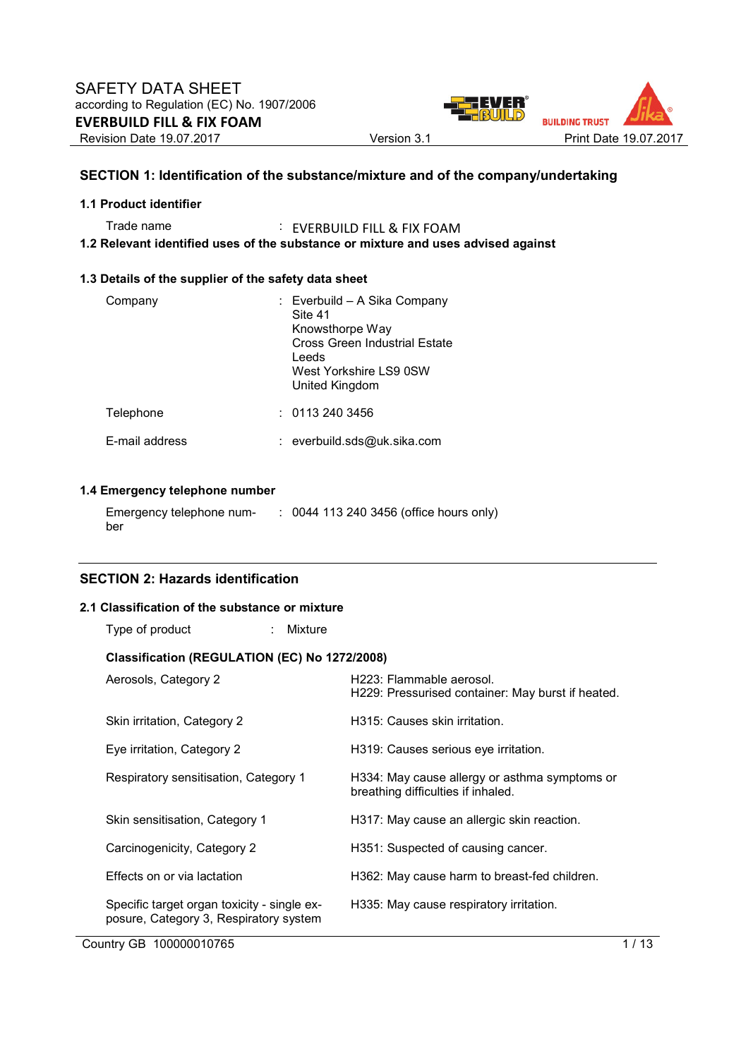SAFETY DATA SHEET
according to Regulation (EC) No. 1907/2006

**EVERBUILD FILL & FIX FOAM**

Revision Date 19.07.2017 | Version 3.1 | Print Date 19.07.2017

## SECTION 1: Identification of the substance/mixture and of the company/undertaking

### 1.1 Product identifier

Trade name : EVERBUILD FILL & FIX FOAM

### 1.2 Relevant identified uses of the substance or mixture and uses advised against

### 1.3 Details of the supplier of the safety data sheet

Company : Everbuild – A Sika Company
Site 41
Knowsthorpe Way
Cross Green Industrial Estate
Leeds
West Yorkshire LS9 0SW
United Kingdom

Telephone : 0113 240 3456

E-mail address : everbuild.sds@uk.sika.com

### 1.4 Emergency telephone number

Emergency telephone number : 0044 113 240 3456 (office hours only)

## SECTION 2: Hazards identification

### 2.1 Classification of the substance or mixture

Type of product : Mixture

**Classification (REGULATION (EC) No 1272/2008)**

| Classification | Hazard statement |
|---|---|
| Aerosols, Category 2 | H223: Flammable aerosol.<br>H229: Pressurised container: May burst if heated. |
| Skin irritation, Category 2 | H315: Causes skin irritation. |
| Eye irritation, Category 2 | H319: Causes serious eye irritation. |
| Respiratory sensitisation, Category 1 | H334: May cause allergy or asthma symptoms or breathing difficulties if inhaled. |
| Skin sensitisation, Category 1 | H317: May cause an allergic skin reaction. |
| Carcinogenicity, Category 2 | H351: Suspected of causing cancer. |
| Effects on or via lactation | H362: May cause harm to breast-fed children. |
| Specific target organ toxicity - single exposure, Category 3, Respiratory system | H335: May cause respiratory irritation. |

Country GB 100000010765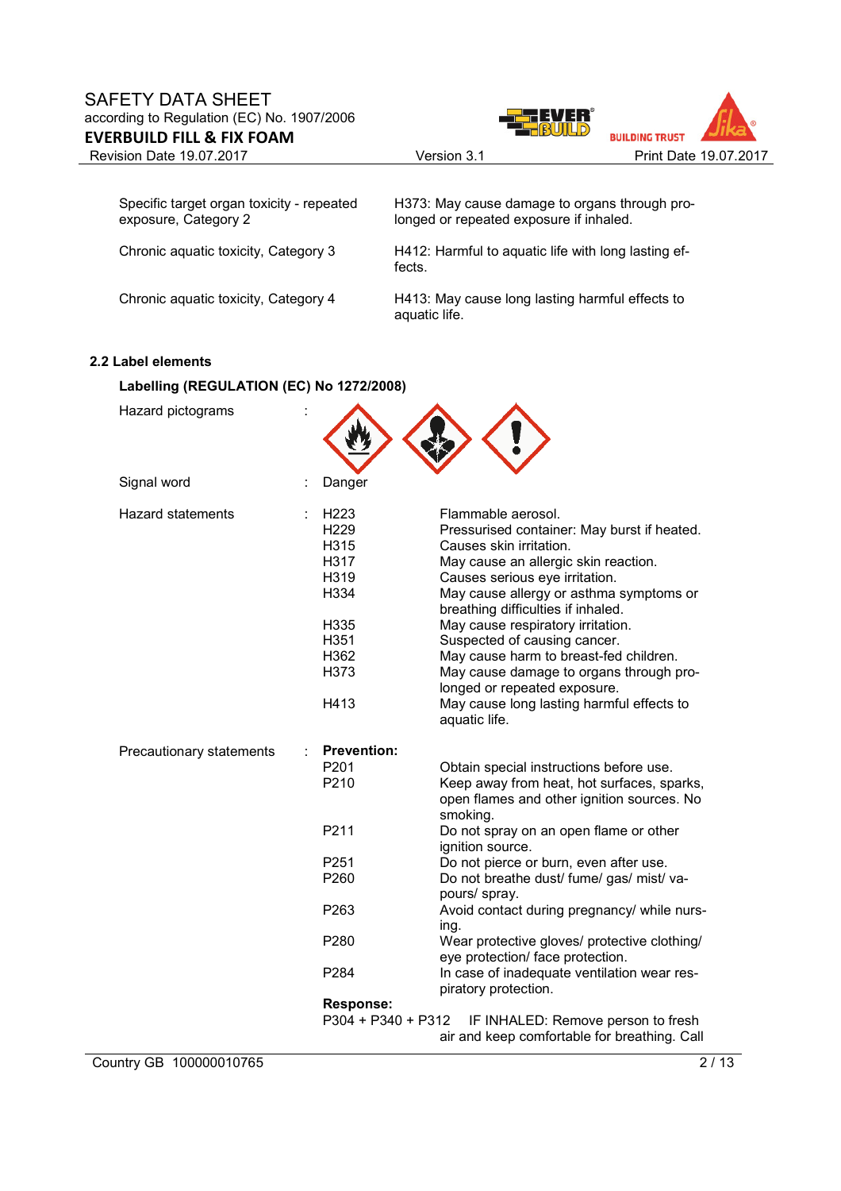| | |
|---|---|
| Specific target organ toxicity - repeated exposure, Category 2 | H373: May cause damage to organs through prolonged or repeated exposure if inhaled. |
| Chronic aquatic toxicity, Category 3 | H412: Harmful to aquatic life with long lasting effects. |
| Chronic aquatic toxicity, Category 4 | H413: May cause long lasting harmful effects to aquatic life. |

### 2.2 Label elements

**Labelling (REGULATION (EC) No 1272/2008)**

Hazard pictograms :

Signal word : Danger

Hazard statements :

| | |
|---|---|
| H223 | Flammable aerosol. |
| H229 | Pressurised container: May burst if heated. |
| H315 | Causes skin irritation. |
| H317 | May cause an allergic skin reaction. |
| H319 | Causes serious eye irritation. |
| H334 | May cause allergy or asthma symptoms or breathing difficulties if inhaled. |
| H335 | May cause respiratory irritation. |
| H351 | Suspected of causing cancer. |
| H362 | May cause harm to breast-fed children. |
| H373 | May cause damage to organs through prolonged or repeated exposure. |
| H413 | May cause long lasting harmful effects to aquatic life. |

Precautionary statements :

**Prevention:**

| | |
|---|---|
| P201 | Obtain special instructions before use. |
| P210 | Keep away from heat, hot surfaces, sparks, open flames and other ignition sources. No smoking. |
| P211 | Do not spray on an open flame or other ignition source. |
| P251 | Do not pierce or burn, even after use. |
| P260 | Do not breathe dust/ fume/ gas/ mist/ vapours/ spray. |
| P263 | Avoid contact during pregnancy/ while nursing. |
| P280 | Wear protective gloves/ protective clothing/ eye protection/ face protection. |
| P284 | In case of inadequate ventilation wear respiratory protection. |

**Response:**

| | |
|---|---|
| P304 + P340 + P312 | IF INHALED: Remove person to fresh air and keep comfortable for breathing. Call |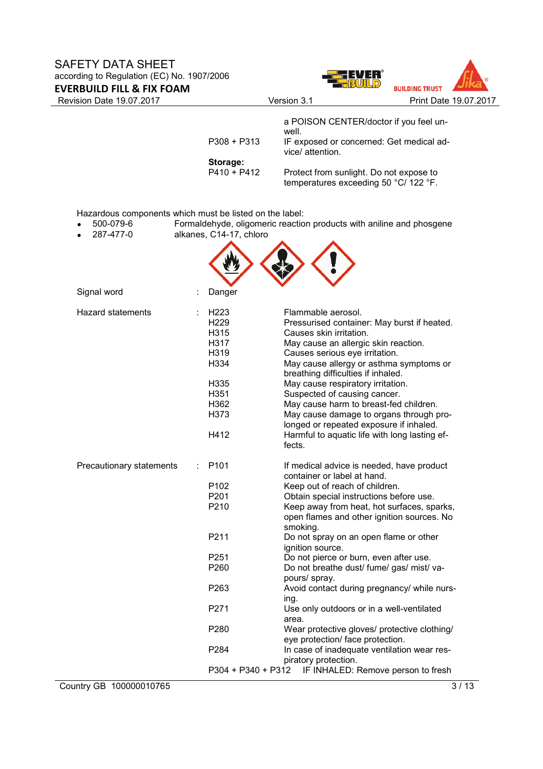| | | |
|---|---|---|
| | | a POISON CENTER/doctor if you feel unwell. |
| | P308 + P313 | IF exposed or concerned: Get medical advice/ attention. |
| | **Storage:** | |
| | P410 + P412 | Protect from sunlight. Do not expose to temperatures exceeding 50 °C/ 122 °F. |

Hazardous components which must be listed on the label:

- 500-079-6 Formaldehyde, oligomeric reaction products with aniline and phosgene
- 287-477-0 alkanes, C14-17, chloro

| | | | |
|---|---|---|---|
| Signal word | : | Danger | |
| Hazard statements | : | H223 | Flammable aerosol. |
| | | H229 | Pressurised container: May burst if heated. |
| | | H315 | Causes skin irritation. |
| | | H317 | May cause an allergic skin reaction. |
| | | H319 | Causes serious eye irritation. |
| | | H334 | May cause allergy or asthma symptoms or breathing difficulties if inhaled. |
| | | H335 | May cause respiratory irritation. |
| | | H351 | Suspected of causing cancer. |
| | | H362 | May cause harm to breast-fed children. |
| | | H373 | May cause damage to organs through prolonged or repeated exposure if inhaled. |
| | | H412 | Harmful to aquatic life with long lasting effects. |
| Precautionary statements | : | P101 | If medical advice is needed, have product container or label at hand. |
| | | P102 | Keep out of reach of children. |
| | | P201 | Obtain special instructions before use. |
| | | P210 | Keep away from heat, hot surfaces, sparks, open flames and other ignition sources. No smoking. |
| | | P211 | Do not spray on an open flame or other ignition source. |
| | | P251 | Do not pierce or burn, even after use. |
| | | P260 | Do not breathe dust/ fume/ gas/ mist/ vapours/ spray. |
| | | P263 | Avoid contact during pregnancy/ while nursing. |
| | | P271 | Use only outdoors or in a well-ventilated area. |
| | | P280 | Wear protective gloves/ protective clothing/ eye protection/ face protection. |
| | | P284 | In case of inadequate ventilation wear respiratory protection. |
| | | P304 + P340 + P312 | IF INHALED: Remove person to fresh |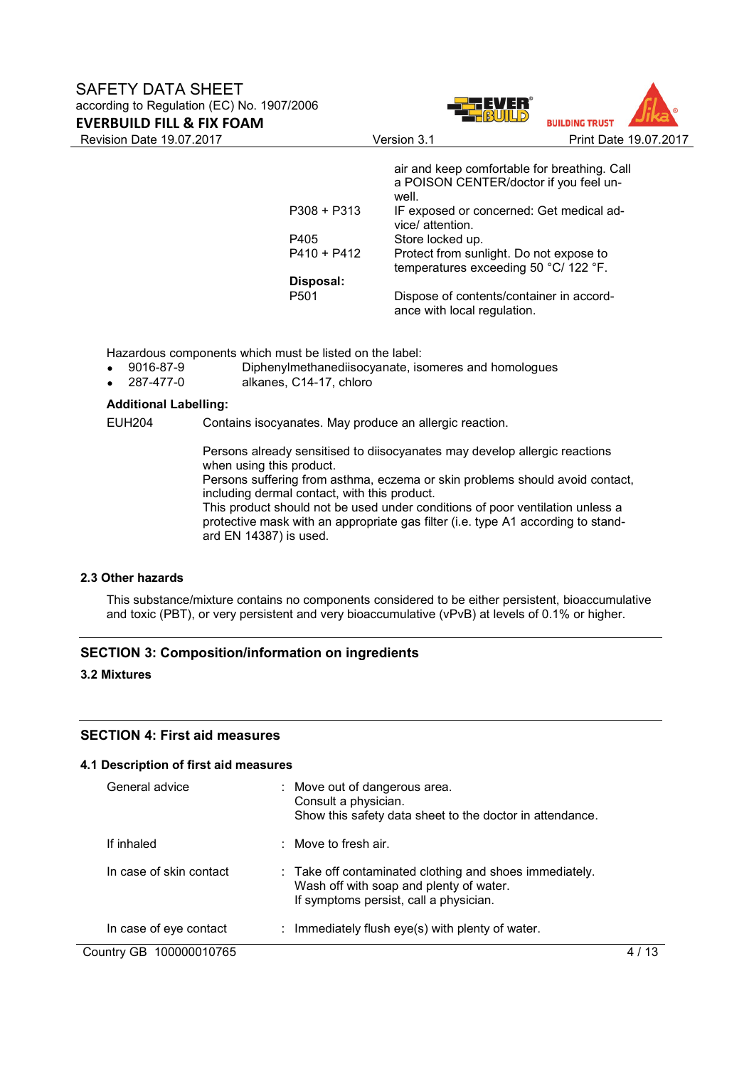| | |
|---|---|
| | air and keep comfortable for breathing. Call a POISON CENTER/doctor if you feel unwell. |
| P308 + P313 | IF exposed or concerned: Get medical advice/ attention. |
| P405 | Store locked up. |
| P410 + P412 | Protect from sunlight. Do not expose to temperatures exceeding 50 °C/ 122 °F. |
| **Disposal:** | |
| P501 | Dispose of contents/container in accordance with local regulation. |

Hazardous components which must be listed on the label:

- 9016-87-9 Diphenylmethanediisocyanate, isomeres and homologues
- 287-477-0 alkanes, C14-17, chloro

**Additional Labelling:**

EUH204 Contains isocyanates. May produce an allergic reaction.

Persons already sensitised to diisocyanates may develop allergic reactions when using this product.
Persons suffering from asthma, eczema or skin problems should avoid contact, including dermal contact, with this product.
This product should not be used under conditions of poor ventilation unless a protective mask with an appropriate gas filter (i.e. type A1 according to standard EN 14387) is used.

### 2.3 Other hazards

This substance/mixture contains no components considered to be either persistent, bioaccumulative and toxic (PBT), or very persistent and very bioaccumulative (vPvB) at levels of 0.1% or higher.

## SECTION 3: Composition/information on ingredients

### 3.2 Mixtures

## SECTION 4: First aid measures

### 4.1 Description of first aid measures

| | |
|---|---|
| General advice | : Move out of dangerous area.<br>Consult a physician.<br>Show this safety data sheet to the doctor in attendance. |
| If inhaled | : Move to fresh air. |
| In case of skin contact | : Take off contaminated clothing and shoes immediately.<br>Wash off with soap and plenty of water.<br>If symptoms persist, call a physician. |
| In case of eye contact | : Immediately flush eye(s) with plenty of water. |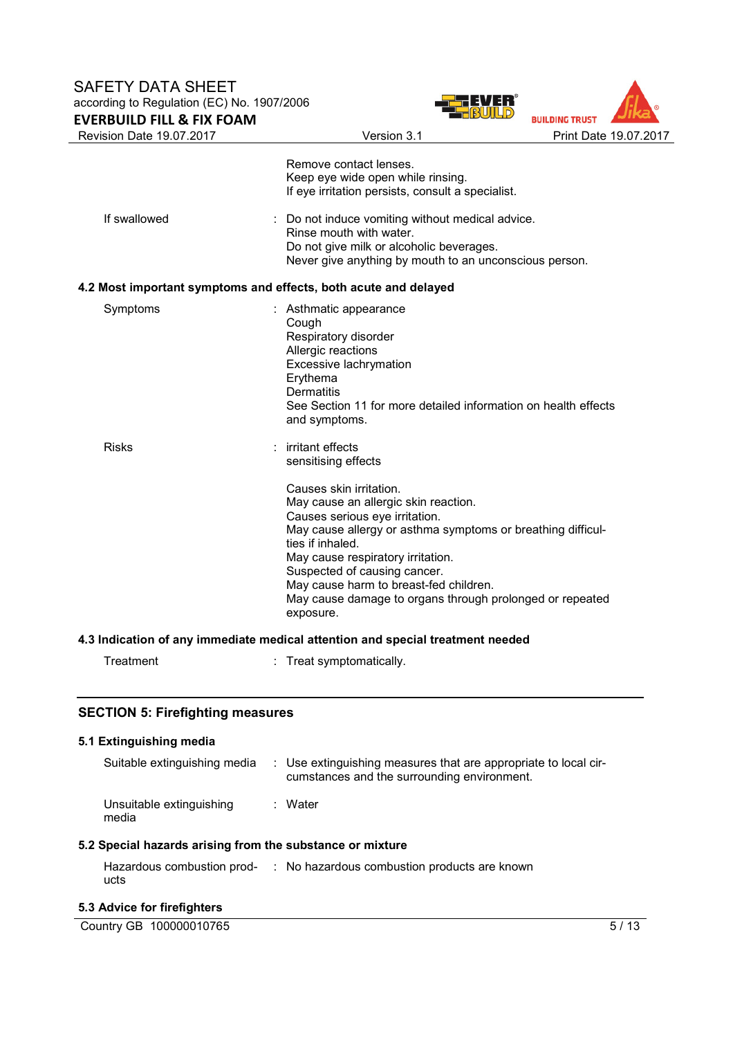Remove contact lenses.
Keep eye wide open while rinsing.
If eye irritation persists, consult a specialist.

| | | |
|---|---|---|
| If swallowed | : | Do not induce vomiting without medical advice.<br>Rinse mouth with water.<br>Do not give milk or alcoholic beverages.<br>Never give anything by mouth to an unconscious person. |

### 4.2 Most important symptoms and effects, both acute and delayed

| | | |
|---|---|---|
| Symptoms | : | Asthmatic appearance<br>Cough<br>Respiratory disorder<br>Allergic reactions<br>Excessive lachrymation<br>Erythema<br>Dermatitis<br>See Section 11 for more detailed information on health effects and symptoms. |
| Risks | : | irritant effects<br>sensitising effects<br><br>Causes skin irritation.<br>May cause an allergic skin reaction.<br>Causes serious eye irritation.<br>May cause allergy or asthma symptoms or breathing difficulties if inhaled.<br>May cause respiratory irritation.<br>Suspected of causing cancer.<br>May cause harm to breast-fed children.<br>May cause damage to organs through prolonged or repeated exposure. |

### 4.3 Indication of any immediate medical attention and special treatment needed

| | | |
|---|---|---|
| Treatment | : | Treat symptomatically. |

## SECTION 5: Firefighting measures

### 5.1 Extinguishing media

| | | |
|---|---|---|
| Suitable extinguishing media | : | Use extinguishing measures that are appropriate to local circumstances and the surrounding environment. |
| Unsuitable extinguishing media | : | Water |

### 5.2 Special hazards arising from the substance or mixture

| | | |
|---|---|---|
| Hazardous combustion products | : | No hazardous combustion products are known |

### 5.3 Advice for firefighters

Country GB 100000010765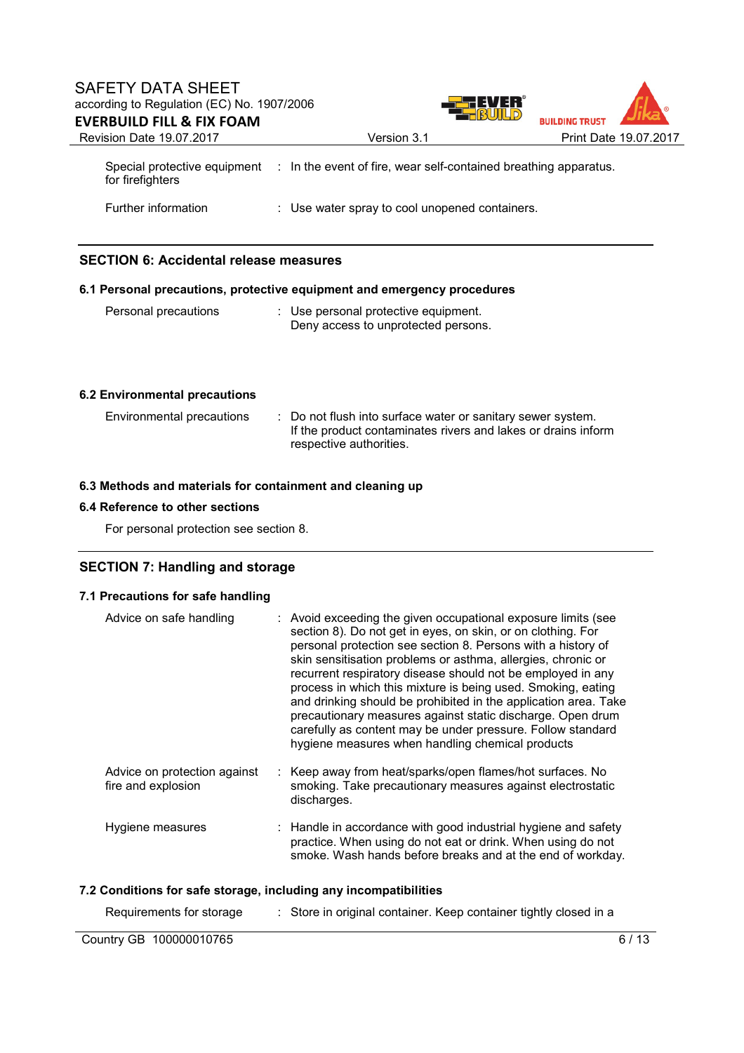| | | |
|---|---|---|
| Special protective equipment for firefighters | : | In the event of fire, wear self-contained breathing apparatus. |
| Further information | : | Use water spray to cool unopened containers. |

## SECTION 6: Accidental release measures

### 6.1 Personal precautions, protective equipment and emergency procedures

| | | |
|---|---|---|
| Personal precautions | : | Use personal protective equipment.<br>Deny access to unprotected persons. |

### 6.2 Environmental precautions

| | | |
|---|---|---|
| Environmental precautions | : | Do not flush into surface water or sanitary sewer system.<br>If the product contaminates rivers and lakes or drains inform respective authorities. |

### 6.3 Methods and materials for containment and cleaning up

### 6.4 Reference to other sections

For personal protection see section 8.

## SECTION 7: Handling and storage

### 7.1 Precautions for safe handling

| | | |
|---|---|---|
| Advice on safe handling | : | Avoid exceeding the given occupational exposure limits (see section 8). Do not get in eyes, on skin, or on clothing. For personal protection see section 8. Persons with a history of skin sensitisation problems or asthma, allergies, chronic or recurrent respiratory disease should not be employed in any process in which this mixture is being used. Smoking, eating and drinking should be prohibited in the application area. Take precautionary measures against static discharge. Open drum carefully as content may be under pressure. Follow standard hygiene measures when handling chemical products |
| Advice on protection against fire and explosion | : | Keep away from heat/sparks/open flames/hot surfaces. No smoking. Take precautionary measures against electrostatic discharges. |
| Hygiene measures | : | Handle in accordance with good industrial hygiene and safety practice. When using do not eat or drink. When using do not smoke. Wash hands before breaks and at the end of workday. |

### 7.2 Conditions for safe storage, including any incompatibilities

| | | |
|---|---|---|
| Requirements for storage | : | Store in original container. Keep container tightly closed in a |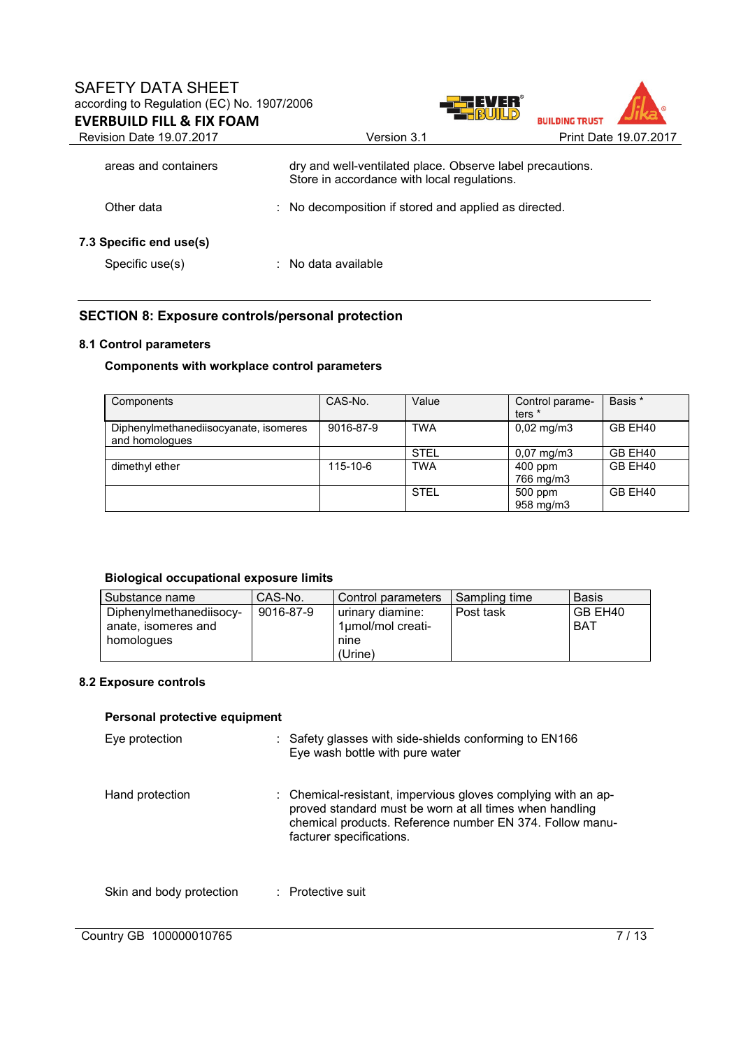| | |
|---|---|
| areas and containers | dry and well-ventilated place. Observe label precautions. Store in accordance with local regulations. |
| Other data | : No decomposition if stored and applied as directed. |

### 7.3 Specific end use(s)

Specific use(s) : No data available

## SECTION 8: Exposure controls/personal protection

### 8.1 Control parameters

**Components with workplace control parameters**

| Components | CAS-No. | Value | Control parameters * | Basis * |
|---|---|---|---|---|
| Diphenylmethanediisocyanate, isomeres and homologues | 9016-87-9 | TWA | 0,02 mg/m3 | GB EH40 |
| | | STEL | 0,07 mg/m3 | GB EH40 |
| dimethyl ether | 115-10-6 | TWA | 400 ppm<br>766 mg/m3 | GB EH40 |
| | | STEL | 500 ppm<br>958 mg/m3 | GB EH40 |

**Biological occupational exposure limits**

| Substance name | CAS-No. | Control parameters | Sampling time | Basis |
|---|---|---|---|---|
| Diphenylmethanediisocyanate, isomeres and homologues | 9016-87-9 | urinary diamine: 1µmol/mol creatinine (Urine) | Post task | GB EH40 BAT |

### 8.2 Exposure controls

**Personal protective equipment**

Eye protection : Safety glasses with side-shields conforming to EN166
Eye wash bottle with pure water

Hand protection : Chemical-resistant, impervious gloves complying with an approved standard must be worn at all times when handling chemical products. Reference number EN 374. Follow manufacturer specifications.

Skin and body protection : Protective suit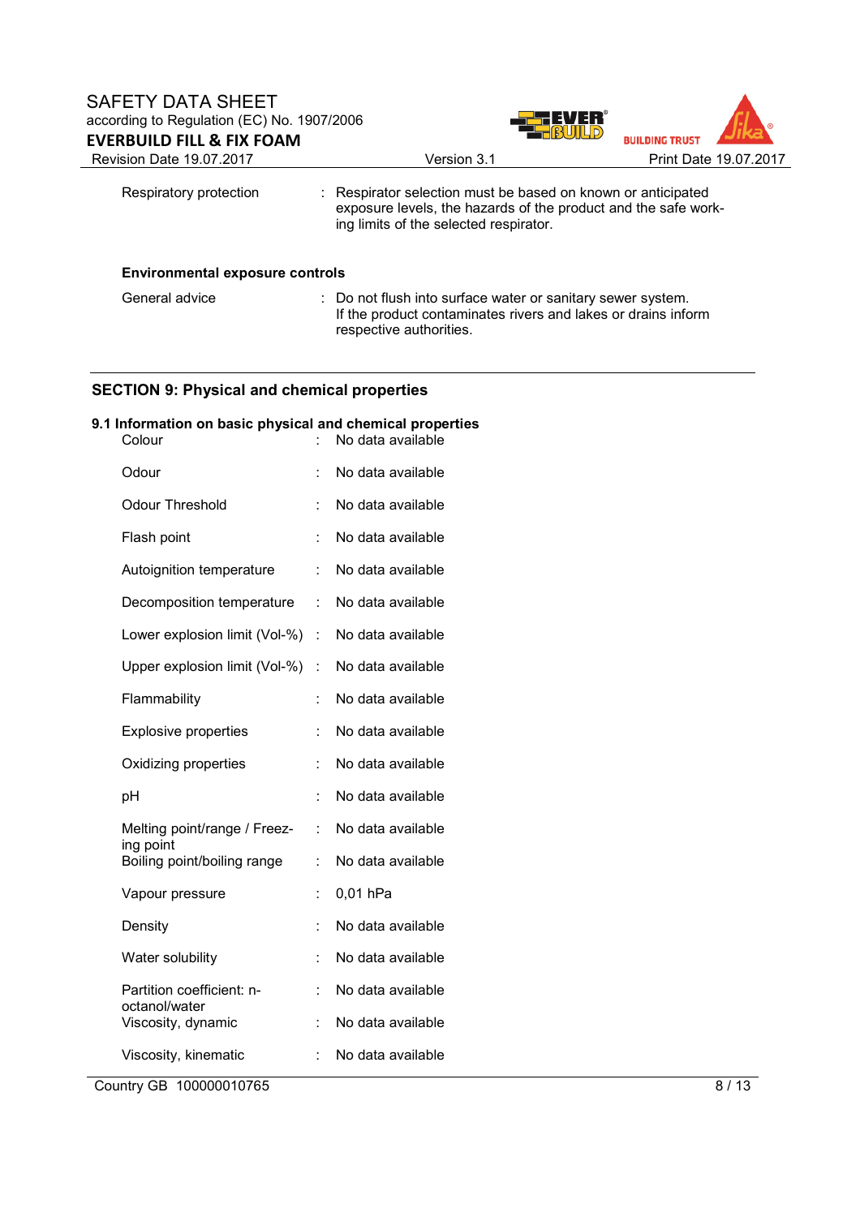| | | |
|---|---|---|
| Respiratory protection | : | Respirator selection must be based on known or anticipated exposure levels, the hazards of the product and the safe working limits of the selected respirator. |

**Environmental exposure controls**

| | | |
|---|---|---|
| General advice | : | Do not flush into surface water or sanitary sewer system. If the product contaminates rivers and lakes or drains inform respective authorities. |

## SECTION 9: Physical and chemical properties

### 9.1 Information on basic physical and chemical properties

| | | |
|---|---|---|
| Colour | : | No data available |
| Odour | : | No data available |
| Odour Threshold | : | No data available |
| Flash point | : | No data available |
| Autoignition temperature | : | No data available |
| Decomposition temperature | : | No data available |
| Lower explosion limit (Vol-%) | : | No data available |
| Upper explosion limit (Vol-%) | : | No data available |
| Flammability | : | No data available |
| Explosive properties | : | No data available |
| Oxidizing properties | : | No data available |
| pH | : | No data available |
| Melting point/range / Freezing point | : | No data available |
| Boiling point/boiling range | : | No data available |
| Vapour pressure | : | 0,01 hPa |
| Density | : | No data available |
| Water solubility | : | No data available |
| Partition coefficient: n-octanol/water | : | No data available |
| Viscosity, dynamic | : | No data available |
| Viscosity, kinematic | : | No data available |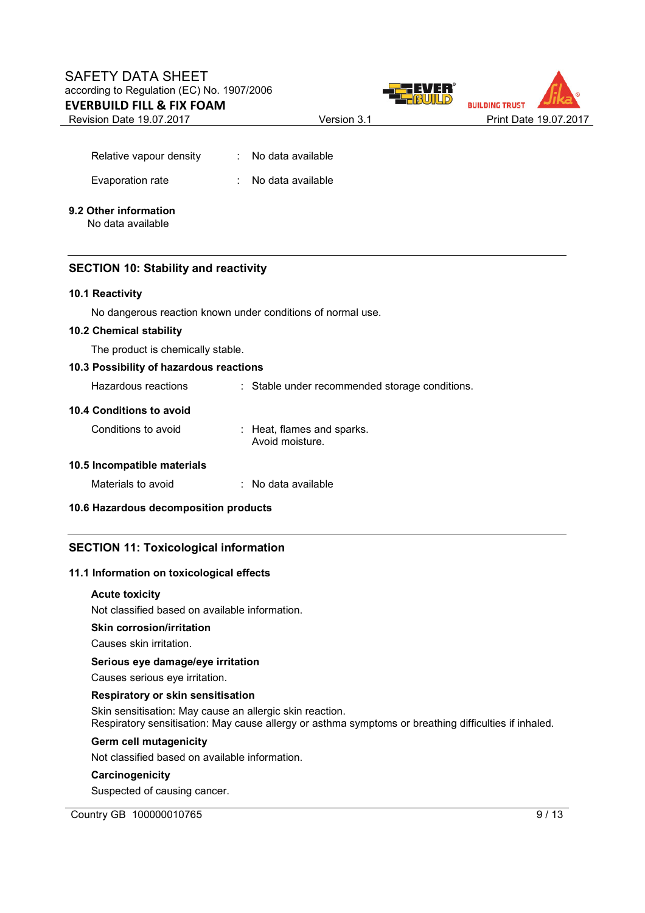| | | |
|---|---|---|
| Relative vapour density | : | No data available |
| Evaporation rate | : | No data available |

**9.2 Other information**

No data available

## SECTION 10: Stability and reactivity

**10.1 Reactivity**

No dangerous reaction known under conditions of normal use.

**10.2 Chemical stability**

The product is chemically stable.

**10.3 Possibility of hazardous reactions**

| | | |
|---|---|---|
| Hazardous reactions | : | Stable under recommended storage conditions. |

**10.4 Conditions to avoid**

| | | |
|---|---|---|
| Conditions to avoid | : | Heat, flames and sparks.<br>Avoid moisture. |

**10.5 Incompatible materials**

| | | |
|---|---|---|
| Materials to avoid | : | No data available |

**10.6 Hazardous decomposition products**

## SECTION 11: Toxicological information

**11.1 Information on toxicological effects**

**Acute toxicity**

Not classified based on available information.

**Skin corrosion/irritation**

Causes skin irritation.

**Serious eye damage/eye irritation**

Causes serious eye irritation.

**Respiratory or skin sensitisation**

Skin sensitisation: May cause an allergic skin reaction.
Respiratory sensitisation: May cause allergy or asthma symptoms or breathing difficulties if inhaled.

**Germ cell mutagenicity**

Not classified based on available information.

**Carcinogenicity**

Suspected of causing cancer.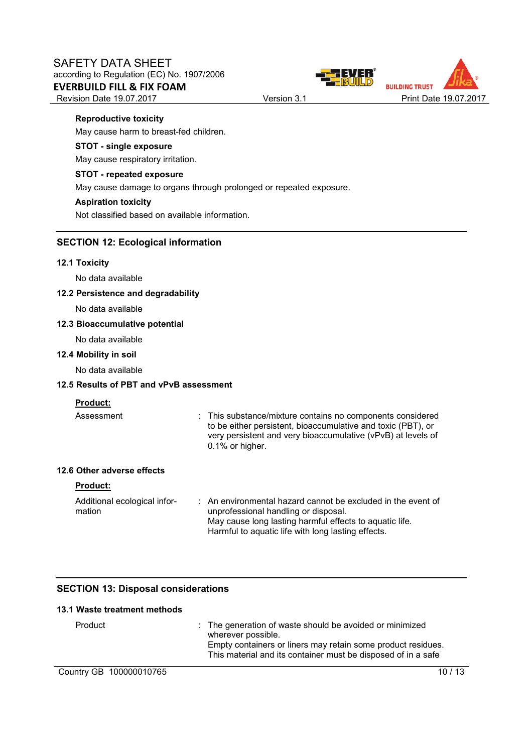**Reproductive toxicity**

May cause harm to breast-fed children.

**STOT - single exposure**

May cause respiratory irritation.

**STOT - repeated exposure**

May cause damage to organs through prolonged or repeated exposure.

**Aspiration toxicity**

Not classified based on available information.

## SECTION 12: Ecological information

### 12.1 Toxicity

No data available

### 12.2 Persistence and degradability

No data available

### 12.3 Bioaccumulative potential

No data available

### 12.4 Mobility in soil

No data available

### 12.5 Results of PBT and vPvB assessment

**Product:**

Assessment : This substance/mixture contains no components considered to be either persistent, bioaccumulative and toxic (PBT), or very persistent and very bioaccumulative (vPvB) at levels of 0.1% or higher.

### 12.6 Other adverse effects

**Product:**

Additional ecological information : An environmental hazard cannot be excluded in the event of unprofessional handling or disposal.
May cause long lasting harmful effects to aquatic life.
Harmful to aquatic life with long lasting effects.

## SECTION 13: Disposal considerations

### 13.1 Waste treatment methods

Product : The generation of waste should be avoided or minimized wherever possible.
Empty containers or liners may retain some product residues.
This material and its container must be disposed of in a safe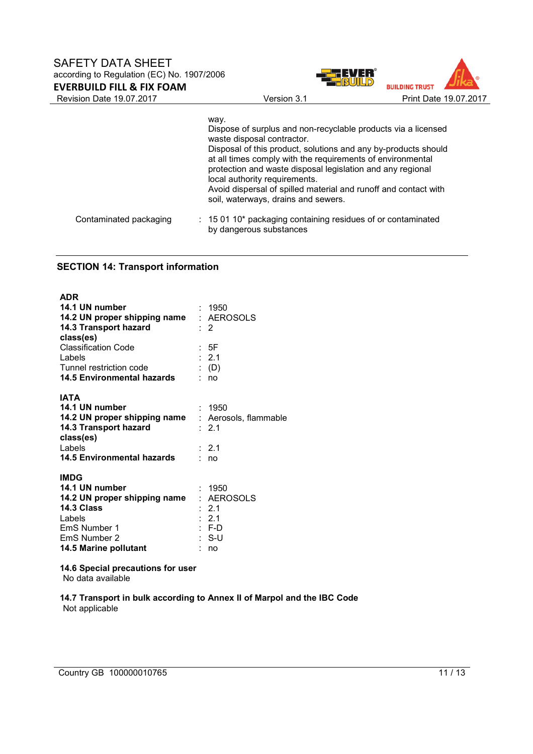way.
Dispose of surplus and non-recyclable products via a licensed waste disposal contractor.
Disposal of this product, solutions and any by-products should at all times comply with the requirements of environmental protection and waste disposal legislation and any regional local authority requirements.
Avoid dispersal of spilled material and runoff and contact with soil, waterways, drains and sewers.

Contaminated packaging : 15 01 10* packaging containing residues of or contaminated by dangerous substances

## SECTION 14: Transport information

**ADR**

| | |
|---|---|
| **14.1 UN number** | : 1950 |
| **14.2 UN proper shipping name** | : AEROSOLS |
| **14.3 Transport hazard class(es)** | : 2 |
| Classification Code | : 5F |
| Labels | : 2.1 |
| Tunnel restriction code | : (D) |
| **14.5 Environmental hazards** | : no |

**IATA**

| | |
|---|---|
| **14.1 UN number** | : 1950 |
| **14.2 UN proper shipping name** | : Aerosols, flammable |
| **14.3 Transport hazard class(es)** | : 2.1 |
| Labels | : 2.1 |
| **14.5 Environmental hazards** | : no |

**IMDG**

| | |
|---|---|
| **14.1 UN number** | : 1950 |
| **14.2 UN proper shipping name** | : AEROSOLS |
| **14.3 Class** | : 2.1 |
| Labels | : 2.1 |
| EmS Number 1 | : F-D |
| EmS Number 2 | : S-U |
| **14.5 Marine pollutant** | : no |

**14.6 Special precautions for user**
No data available

**14.7 Transport in bulk according to Annex II of Marpol and the IBC Code**
Not applicable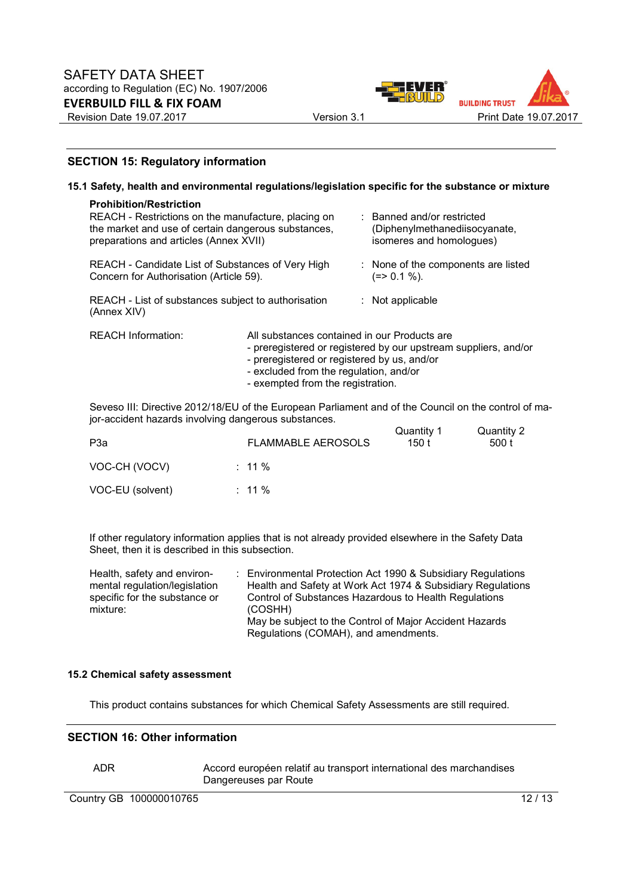## SECTION 15: Regulatory information

### 15.1 Safety, health and environmental regulations/legislation specific for the substance or mixture

**Prohibition/Restriction**

| | | |
|---|---|---|
| REACH - Restrictions on the manufacture, placing on the market and use of certain dangerous substances, preparations and articles (Annex XVII) | : | Banned and/or restricted (Diphenylmethanediisocyanate, isomeres and homologues) |
| REACH - Candidate List of Substances of Very High Concern for Authorisation (Article 59). | : | None of the components are listed (=> 0.1 %). |
| REACH - List of substances subject to authorisation (Annex XIV) | : | Not applicable |

REACH Information: All substances contained in our Products are
- preregistered or registered by our upstream suppliers, and/or
- preregistered or registered by us, and/or
- excluded from the regulation, and/or
- exempted from the registration.

Seveso III: Directive 2012/18/EU of the European Parliament and of the Council on the control of major-accident hazards involving dangerous substances.

| | | Quantity 1 | Quantity 2 |
|---|---|---|---|
| P3a | FLAMMABLE AEROSOLS | 150 t | 500 t |

VOC-CH (VOCV) : 11 %

VOC-EU (solvent) : 11 %

If other regulatory information applies that is not already provided elsewhere in the Safety Data Sheet, then it is described in this subsection.

Health, safety and environmental regulation/legislation specific for the substance or mixture:
: Environmental Protection Act 1990 & Subsidiary Regulations
Health and Safety at Work Act 1974 & Subsidiary Regulations
Control of Substances Hazardous to Health Regulations (COSHH)
May be subject to the Control of Major Accident Hazards Regulations (COMAH), and amendments.

### 15.2 Chemical safety assessment

This product contains substances for which Chemical Safety Assessments are still required.

## SECTION 16: Other information

| | |
|---|---|
| ADR | Accord européen relatif au transport international des marchandises Dangereuses par Route |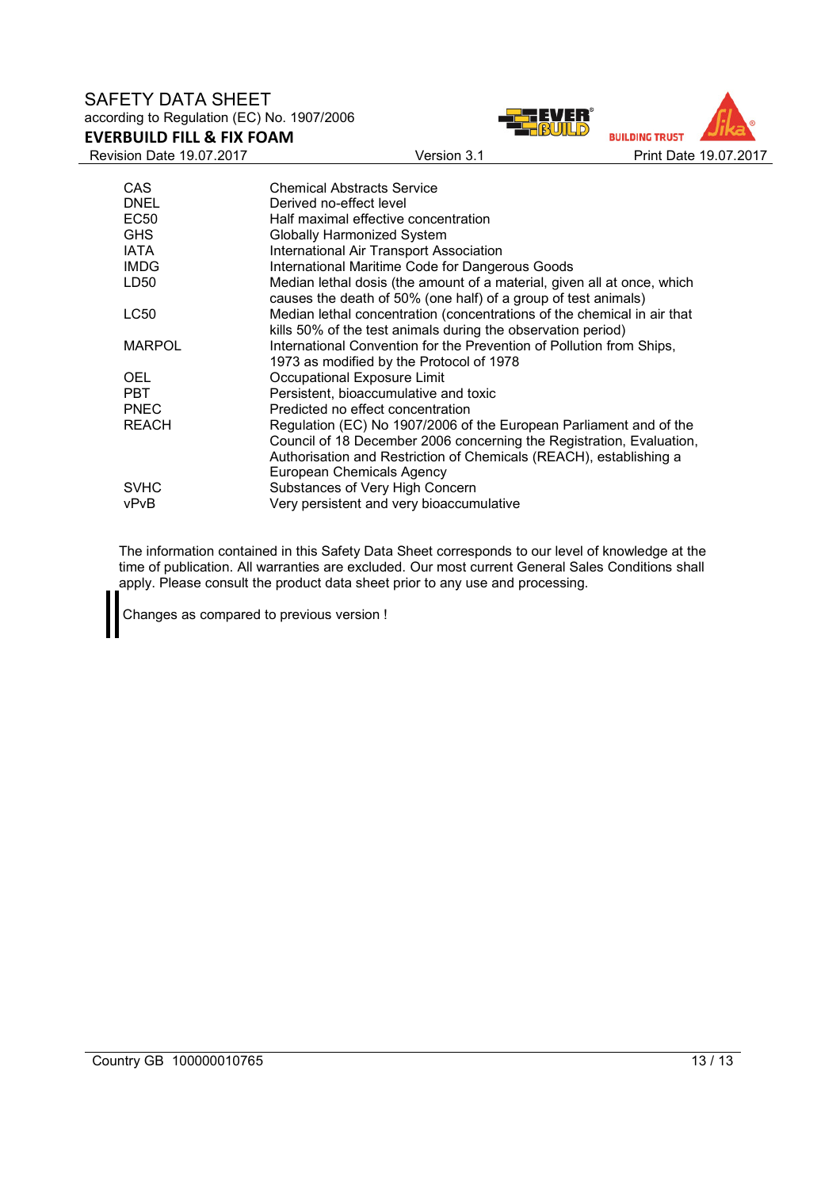| | |
|---|---|
| CAS | Chemical Abstracts Service |
| DNEL | Derived no-effect level |
| EC50 | Half maximal effective concentration |
| GHS | Globally Harmonized System |
| IATA | International Air Transport Association |
| IMDG | International Maritime Code for Dangerous Goods |
| LD50 | Median lethal dosis (the amount of a material, given all at once, which causes the death of 50% (one half) of a group of test animals) |
| LC50 | Median lethal concentration (concentrations of the chemical in air that kills 50% of the test animals during the observation period) |
| MARPOL | International Convention for the Prevention of Pollution from Ships, 1973 as modified by the Protocol of 1978 |
| OEL | Occupational Exposure Limit |
| PBT | Persistent, bioaccumulative and toxic |
| PNEC | Predicted no effect concentration |
| REACH | Regulation (EC) No 1907/2006 of the European Parliament and of the Council of 18 December 2006 concerning the Registration, Evaluation, Authorisation and Restriction of Chemicals (REACH), establishing a European Chemicals Agency |
| SVHC | Substances of Very High Concern |
| vPvB | Very persistent and very bioaccumulative |

The information contained in this Safety Data Sheet corresponds to our level of knowledge at the time of publication. All warranties are excluded. Our most current General Sales Conditions shall apply. Please consult the product data sheet prior to any use and processing.

Changes as compared to previous version !